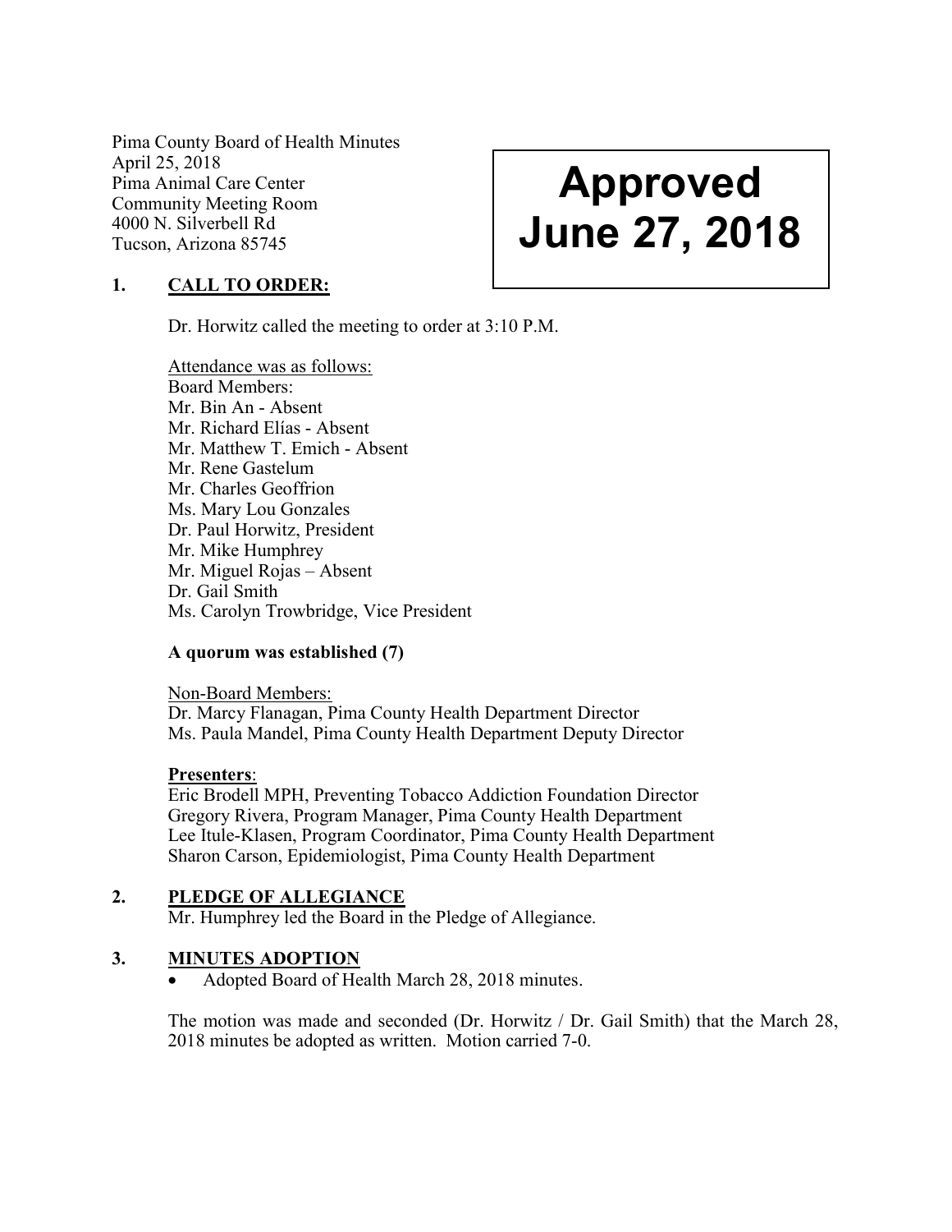Pima County Board of Health Minutes
April 25, 2018
Pima Animal Care Center
Community Meeting Room
4000 N. Silverbell Rd
Tucson, Arizona 85745

**Approved**
**June 27, 2018**

## 1. CALL TO ORDER:

Dr. Horwitz called the meeting to order at 3:10 P.M.

Attendance was as follows:
Board Members:
Mr. Bin An - Absent
Mr. Richard Elías - Absent
Mr. Matthew T. Emich - Absent
Mr. Rene Gastelum
Mr. Charles Geoffrion
Ms. Mary Lou Gonzales
Dr. Paul Horwitz, President
Mr. Mike Humphrey
Mr. Miguel Rojas – Absent
Dr. Gail Smith
Ms. Carolyn Trowbridge, Vice President

**A quorum was established (7)**

Non-Board Members:
Dr. Marcy Flanagan, Pima County Health Department Director
Ms. Paula Mandel, Pima County Health Department Deputy Director

**Presenters**:
Eric Brodell MPH, Preventing Tobacco Addiction Foundation Director
Gregory Rivera, Program Manager, Pima County Health Department
Lee Itule-Klasen, Program Coordinator, Pima County Health Department
Sharon Carson, Epidemiologist, Pima County Health Department

## 2. PLEDGE OF ALLEGIANCE

Mr. Humphrey led the Board in the Pledge of Allegiance.

## 3. MINUTES ADOPTION

- Adopted Board of Health March 28, 2018 minutes.

The motion was made and seconded (Dr. Horwitz / Dr. Gail Smith) that the March 28, 2018 minutes be adopted as written. Motion carried 7-0.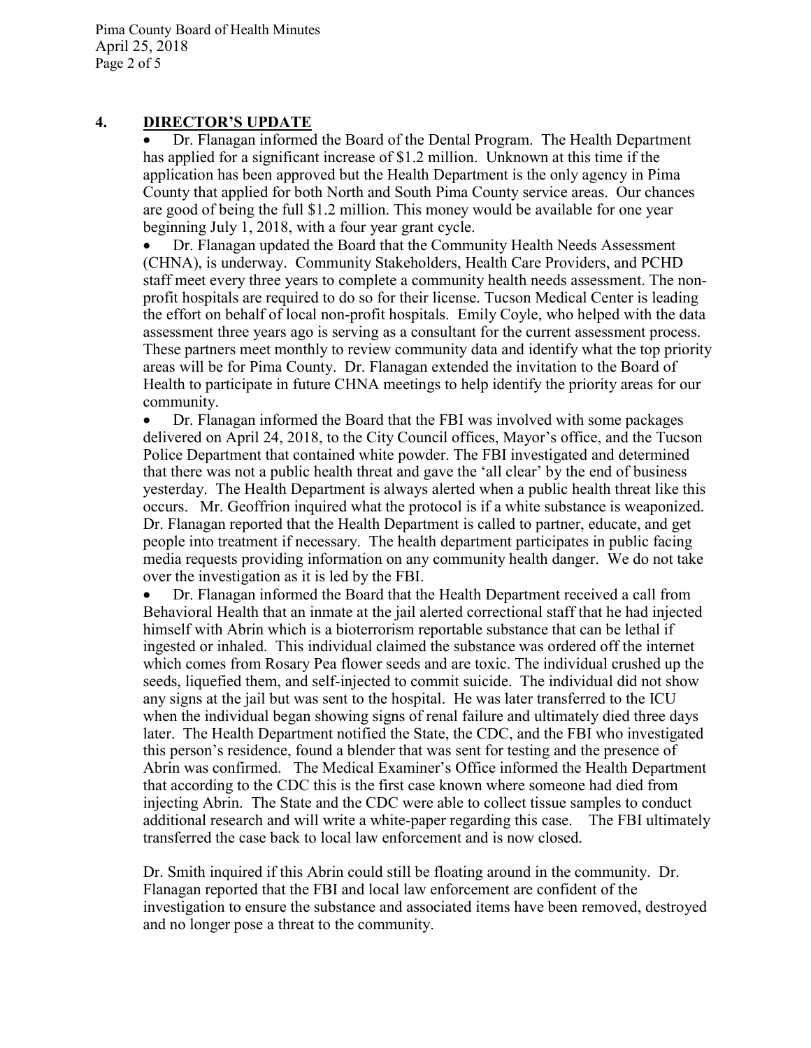## 4. DIRECTOR'S UPDATE

- Dr. Flanagan informed the Board of the Dental Program. The Health Department has applied for a significant increase of $1.2 million. Unknown at this time if the application has been approved but the Health Department is the only agency in Pima County that applied for both North and South Pima County service areas. Our chances are good of being the full $1.2 million. This money would be available for one year beginning July 1, 2018, with a four year grant cycle.
- Dr. Flanagan updated the Board that the Community Health Needs Assessment (CHNA), is underway. Community Stakeholders, Health Care Providers, and PCHD staff meet every three years to complete a community health needs assessment. The non-profit hospitals are required to do so for their license. Tucson Medical Center is leading the effort on behalf of local non-profit hospitals. Emily Coyle, who helped with the data assessment three years ago is serving as a consultant for the current assessment process. These partners meet monthly to review community data and identify what the top priority areas will be for Pima County. Dr. Flanagan extended the invitation to the Board of Health to participate in future CHNA meetings to help identify the priority areas for our community.
- Dr. Flanagan informed the Board that the FBI was involved with some packages delivered on April 24, 2018, to the City Council offices, Mayor's office, and the Tucson Police Department that contained white powder. The FBI investigated and determined that there was not a public health threat and gave the 'all clear' by the end of business yesterday. The Health Department is always alerted when a public health threat like this occurs. Mr. Geoffrion inquired what the protocol is if a white substance is weaponized. Dr. Flanagan reported that the Health Department is called to partner, educate, and get people into treatment if necessary. The health department participates in public facing media requests providing information on any community health danger. We do not take over the investigation as it is led by the FBI.
- Dr. Flanagan informed the Board that the Health Department received a call from Behavioral Health that an inmate at the jail alerted correctional staff that he had injected himself with Abrin which is a bioterrorism reportable substance that can be lethal if ingested or inhaled. This individual claimed the substance was ordered off the internet which comes from Rosary Pea flower seeds and are toxic. The individual crushed up the seeds, liquefied them, and self-injected to commit suicide. The individual did not show any signs at the jail but was sent to the hospital. He was later transferred to the ICU when the individual began showing signs of renal failure and ultimately died three days later. The Health Department notified the State, the CDC, and the FBI who investigated this person's residence, found a blender that was sent for testing and the presence of Abrin was confirmed. The Medical Examiner's Office informed the Health Department that according to the CDC this is the first case known where someone had died from injecting Abrin. The State and the CDC were able to collect tissue samples to conduct additional research and will write a white-paper regarding this case. The FBI ultimately transferred the case back to local law enforcement and is now closed.

Dr. Smith inquired if this Abrin could still be floating around in the community. Dr. Flanagan reported that the FBI and local law enforcement are confident of the investigation to ensure the substance and associated items have been removed, destroyed and no longer pose a threat to the community.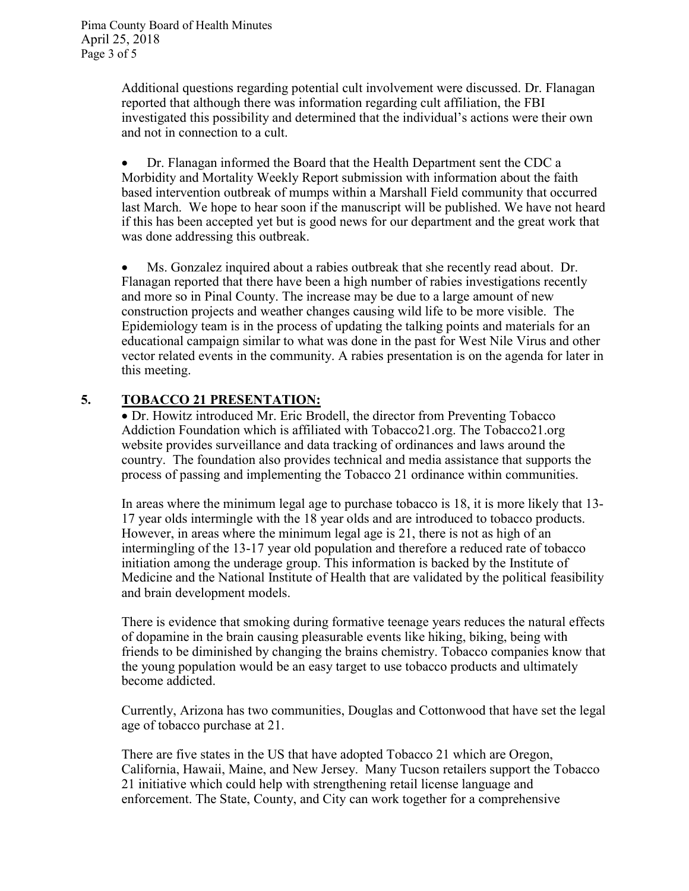Additional questions regarding potential cult involvement were discussed. Dr. Flanagan reported that although there was information regarding cult affiliation, the FBI investigated this possibility and determined that the individual's actions were their own and not in connection to a cult.

- Dr. Flanagan informed the Board that the Health Department sent the CDC a Morbidity and Mortality Weekly Report submission with information about the faith based intervention outbreak of mumps within a Marshall Field community that occurred last March. We hope to hear soon if the manuscript will be published. We have not heard if this has been accepted yet but is good news for our department and the great work that was done addressing this outbreak.

- Ms. Gonzalez inquired about a rabies outbreak that she recently read about. Dr. Flanagan reported that there have been a high number of rabies investigations recently and more so in Pinal County. The increase may be due to a large amount of new construction projects and weather changes causing wild life to be more visible. The Epidemiology team is in the process of updating the talking points and materials for an educational campaign similar to what was done in the past for West Nile Virus and other vector related events in the community. A rabies presentation is on the agenda for later in this meeting.

## 5. TOBACCO 21 PRESENTATION:

- Dr. Howitz introduced Mr. Eric Brodell, the director from Preventing Tobacco Addiction Foundation which is affiliated with Tobacco21.org. The Tobacco21.org website provides surveillance and data tracking of ordinances and laws around the country. The foundation also provides technical and media assistance that supports the process of passing and implementing the Tobacco 21 ordinance within communities.

In areas where the minimum legal age to purchase tobacco is 18, it is more likely that 13-17 year olds intermingle with the 18 year olds and are introduced to tobacco products. However, in areas where the minimum legal age is 21, there is not as high of an intermingling of the 13-17 year old population and therefore a reduced rate of tobacco initiation among the underage group. This information is backed by the Institute of Medicine and the National Institute of Health that are validated by the political feasibility and brain development models.

There is evidence that smoking during formative teenage years reduces the natural effects of dopamine in the brain causing pleasurable events like hiking, biking, being with friends to be diminished by changing the brains chemistry. Tobacco companies know that the young population would be an easy target to use tobacco products and ultimately become addicted.

Currently, Arizona has two communities, Douglas and Cottonwood that have set the legal age of tobacco purchase at 21.

There are five states in the US that have adopted Tobacco 21 which are Oregon, California, Hawaii, Maine, and New Jersey. Many Tucson retailers support the Tobacco 21 initiative which could help with strengthening retail license language and enforcement. The State, County, and City can work together for a comprehensive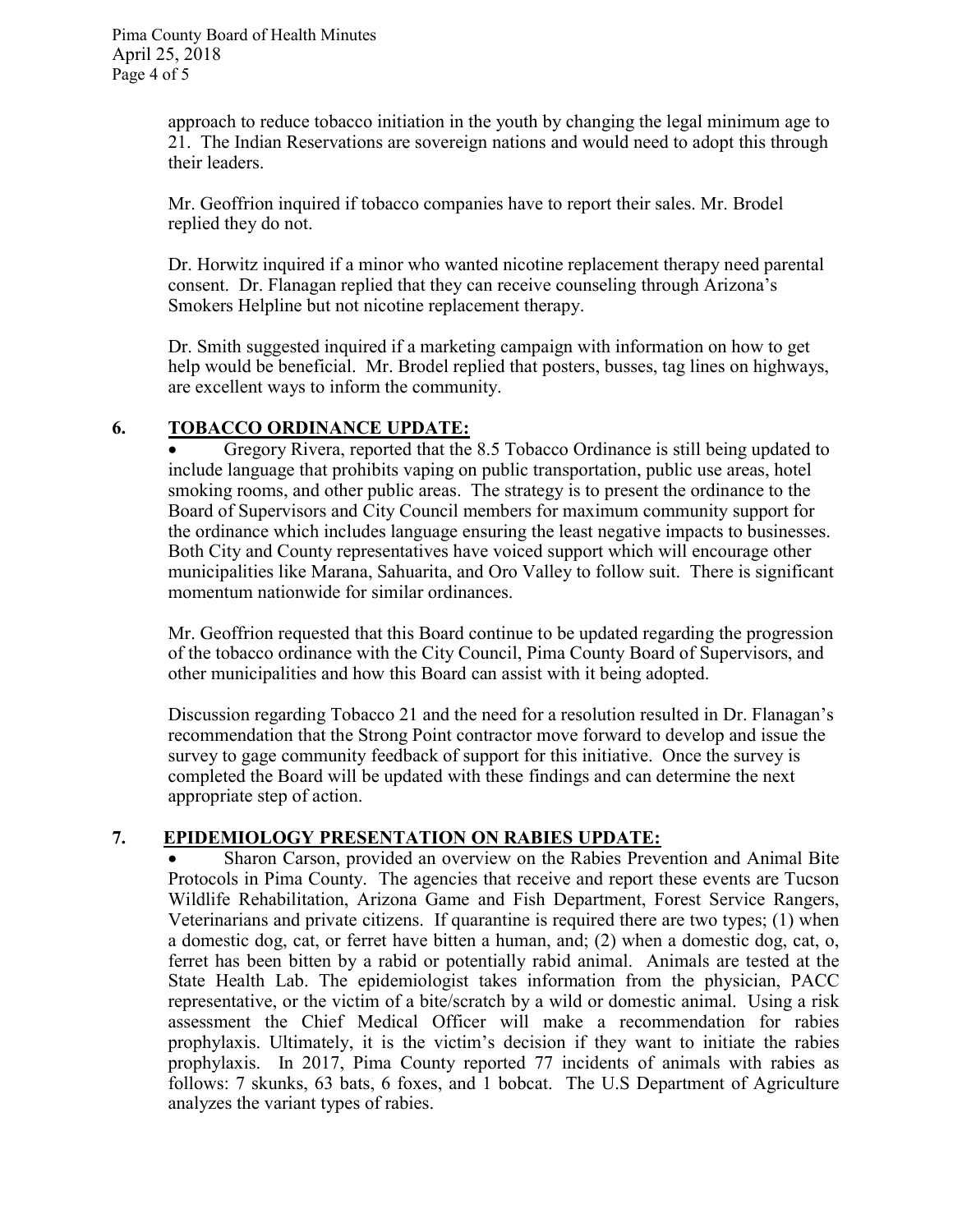approach to reduce tobacco initiation in the youth by changing the legal minimum age to 21. The Indian Reservations are sovereign nations and would need to adopt this through their leaders.

Mr. Geoffrion inquired if tobacco companies have to report their sales. Mr. Brodel replied they do not.

Dr. Horwitz inquired if a minor who wanted nicotine replacement therapy need parental consent. Dr. Flanagan replied that they can receive counseling through Arizona's Smokers Helpline but not nicotine replacement therapy.

Dr. Smith suggested inquired if a marketing campaign with information on how to get help would be beneficial. Mr. Brodel replied that posters, busses, tag lines on highways, are excellent ways to inform the community.

## 6. TOBACCO ORDINANCE UPDATE:

- Gregory Rivera, reported that the 8.5 Tobacco Ordinance is still being updated to include language that prohibits vaping on public transportation, public use areas, hotel smoking rooms, and other public areas. The strategy is to present the ordinance to the Board of Supervisors and City Council members for maximum community support for the ordinance which includes language ensuring the least negative impacts to businesses. Both City and County representatives have voiced support which will encourage other municipalities like Marana, Sahuarita, and Oro Valley to follow suit. There is significant momentum nationwide for similar ordinances.

Mr. Geoffrion requested that this Board continue to be updated regarding the progression of the tobacco ordinance with the City Council, Pima County Board of Supervisors, and other municipalities and how this Board can assist with it being adopted.

Discussion regarding Tobacco 21 and the need for a resolution resulted in Dr. Flanagan's recommendation that the Strong Point contractor move forward to develop and issue the survey to gage community feedback of support for this initiative. Once the survey is completed the Board will be updated with these findings and can determine the next appropriate step of action.

## 7. EPIDEMIOLOGY PRESENTATION ON RABIES UPDATE:

- Sharon Carson, provided an overview on the Rabies Prevention and Animal Bite Protocols in Pima County. The agencies that receive and report these events are Tucson Wildlife Rehabilitation, Arizona Game and Fish Department, Forest Service Rangers, Veterinarians and private citizens. If quarantine is required there are two types; (1) when a domestic dog, cat, or ferret have bitten a human, and; (2) when a domestic dog, cat, o, ferret has been bitten by a rabid or potentially rabid animal. Animals are tested at the State Health Lab. The epidemiologist takes information from the physician, PACC representative, or the victim of a bite/scratch by a wild or domestic animal. Using a risk assessment the Chief Medical Officer will make a recommendation for rabies prophylaxis. Ultimately, it is the victim's decision if they want to initiate the rabies prophylaxis. In 2017, Pima County reported 77 incidents of animals with rabies as follows: 7 skunks, 63 bats, 6 foxes, and 1 bobcat. The U.S Department of Agriculture analyzes the variant types of rabies.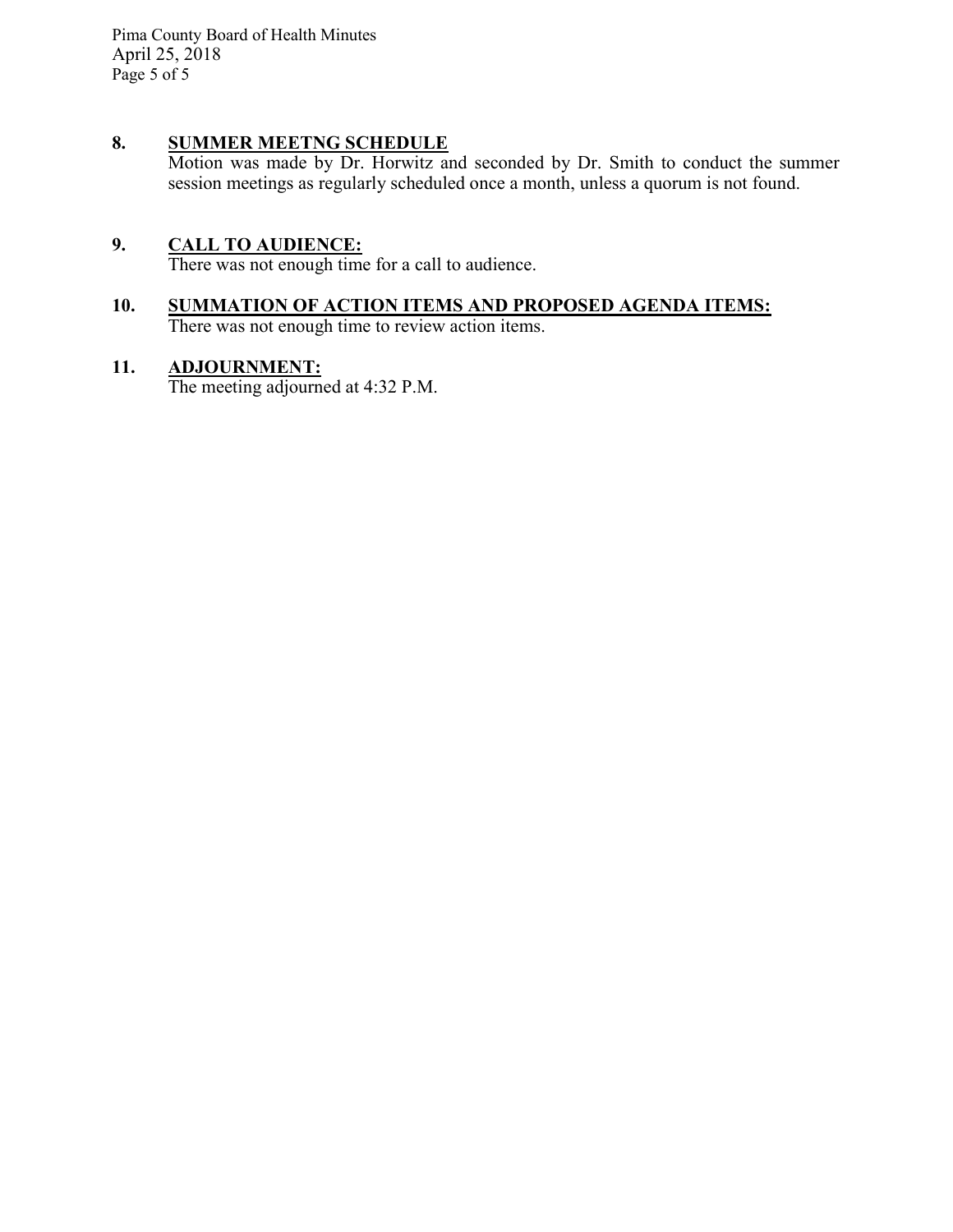## 8. SUMMER MEETNG SCHEDULE

Motion was made by Dr. Horwitz and seconded by Dr. Smith to conduct the summer session meetings as regularly scheduled once a month, unless a quorum is not found.

## 9. CALL TO AUDIENCE:

There was not enough time for a call to audience.

## 10. SUMMATION OF ACTION ITEMS AND PROPOSED AGENDA ITEMS:

There was not enough time to review action items.

## 11. ADJOURNMENT:

The meeting adjourned at 4:32 P.M.